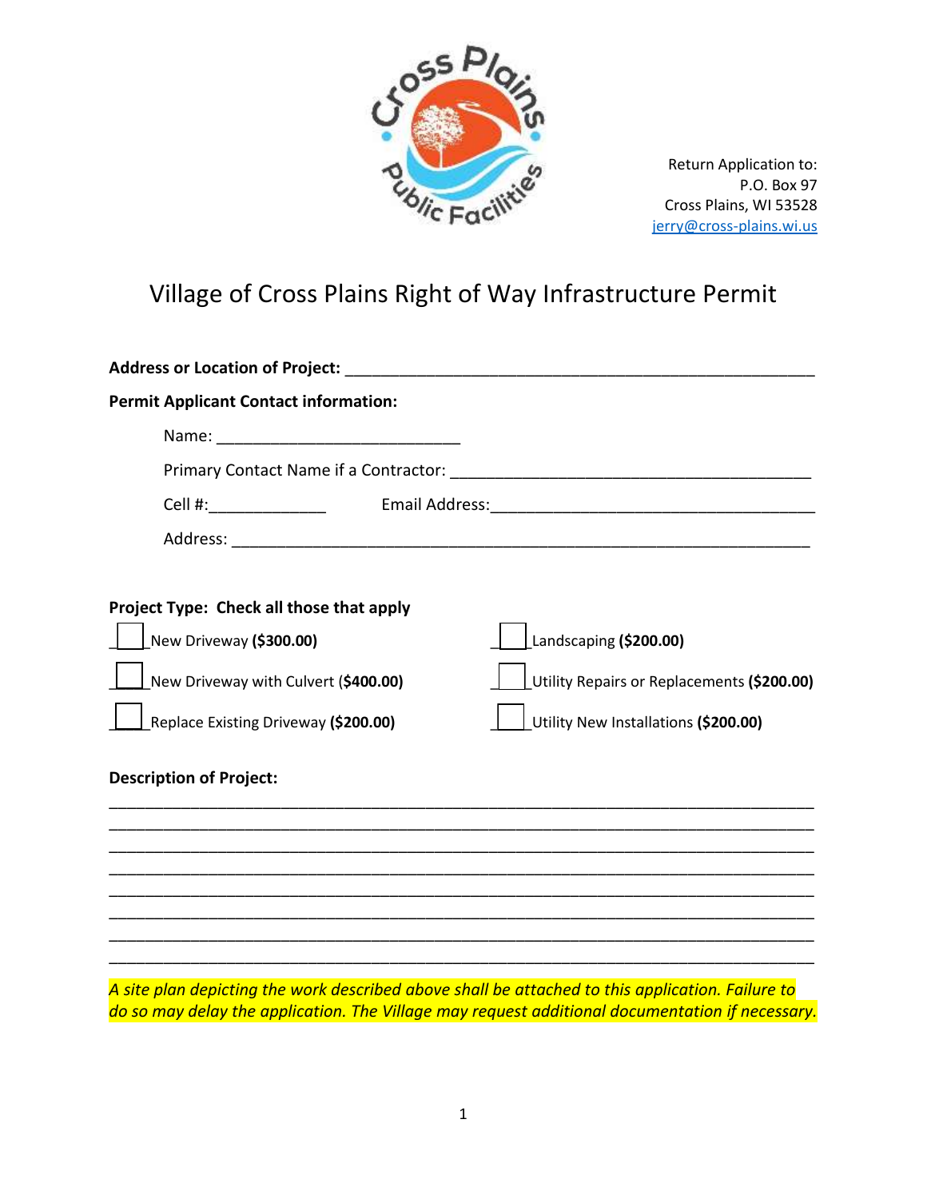Cross Plains Public Facilities

Return Application to:
P.O. Box 97
Cross Plains, WI 53528
jerry@cross-plains.wi.us

# Village of Cross Plains Right of Way Infrastructure Permit

**Address or Location of Project:** ______________________________________________________

**Permit Applicant Contact information:**

Name: ___________________________

Primary Contact Name if a Contractor: ________________________________________

Cell #:_____________ Email Address:___________________________________

Address: _________________________________________________________________

**Project Type: Check all those that apply**

- ☐ New Driveway **($300.00)**
- ☐ New Driveway with Culvert (**$400.00)**
- ☐ Replace Existing Driveway **($200.00)**
- ☐ Landscaping **($200.00)**
- ☐ Utility Repairs or Replacements **($200.00)**
- ☐ Utility New Installations **($200.00)**

**Description of Project:**

_______________________________________________________________________________
_______________________________________________________________________________
_______________________________________________________________________________
_______________________________________________________________________________
_______________________________________________________________________________
_______________________________________________________________________________
_______________________________________________________________________________
_______________________________________________________________________________

*A site plan depicting the work described above shall be attached to this application. Failure to do so may delay the application. The Village may request additional documentation if necessary.*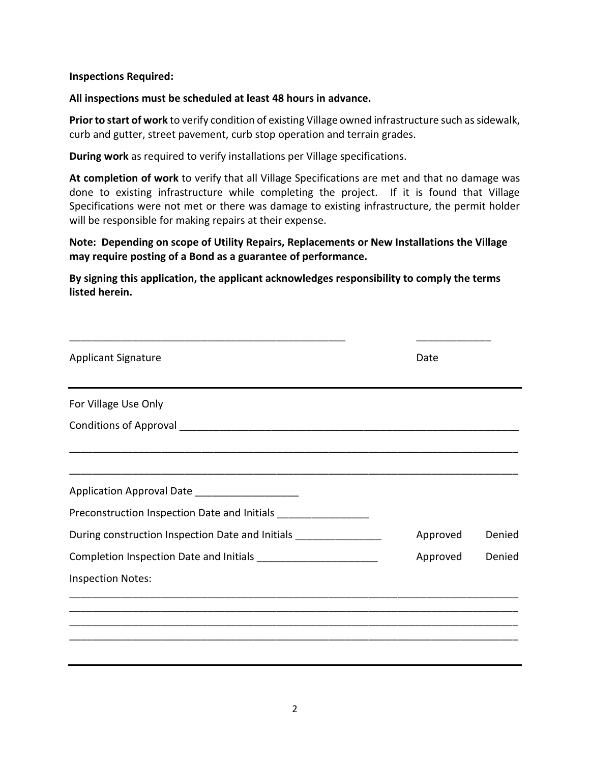**Inspections Required:**

**All inspections must be scheduled at least 48 hours in advance.**

**Prior to start of work** to verify condition of existing Village owned infrastructure such as sidewalk, curb and gutter, street pavement, curb stop operation and terrain grades.

**During work** as required to verify installations per Village specifications.

**At completion of work** to verify that all Village Specifications are met and that no damage was done to existing infrastructure while completing the project. If it is found that Village Specifications were not met or there was damage to existing infrastructure, the permit holder will be responsible for making repairs at their expense.

**Note: Depending on scope of Utility Repairs, Replacements or New Installations the Village may require posting of a Bond as a guarantee of performance.**

**By signing this application, the applicant acknowledges responsibility to comply the terms listed herein.**

__________________________________________________ _____________

Applicant Signature Date

---

For Village Use Only

Conditions of Approval ______________________________________________________________

________________________________________________________________________________

________________________________________________________________________________

Application Approval Date ___________________

Preconstruction Inspection Date and Initials ________________

During construction Inspection Date and Initials _______________ Approved Denied

Completion Inspection Date and Initials _____________________ Approved Denied

Inspection Notes:

________________________________________________________________________________

________________________________________________________________________________

________________________________________________________________________________

________________________________________________________________________________